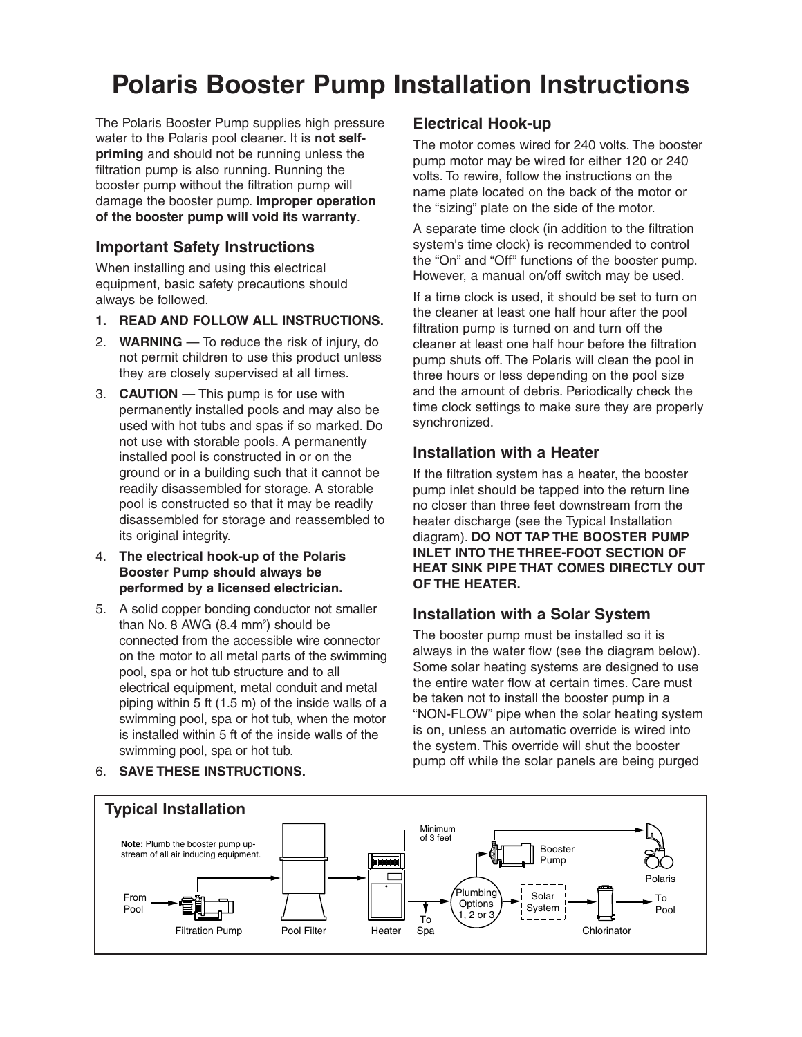# Polaris Booster Pump Installation Instructions

The Polaris Booster Pump supplies high pressure water to the Polaris pool cleaner. It is **not self-priming** and should not be running unless the filtration pump is also running. Running the booster pump without the filtration pump will damage the booster pump. **Improper operation of the booster pump will void its warranty**.

## Important Safety Instructions

When installing and using this electrical equipment, basic safety precautions should always be followed.

1. **READ AND FOLLOW ALL INSTRUCTIONS.**
2. **WARNING** — To reduce the risk of injury, do not permit children to use this product unless they are closely supervised at all times.
3. **CAUTION** — This pump is for use with permanently installed pools and may also be used with hot tubs and spas if so marked. Do not use with storable pools. A permanently installed pool is constructed in or on the ground or in a building such that it cannot be readily disassembled for storage. A storable pool is constructed so that it may be readily disassembled for storage and reassembled to its original integrity.
4. **The electrical hook-up of the Polaris Booster Pump should always be performed by a licensed electrician.**
5. A solid copper bonding conductor not smaller than No. 8 AWG (8.4 $mm^2$) should be connected from the accessible wire connector on the motor to all metal parts of the swimming pool, spa or hot tub structure and to all electrical equipment, metal conduit and metal piping within 5 ft (1.5 m) of the inside walls of a swimming pool, spa or hot tub, when the motor is installed within 5 ft of the inside walls of the swimming pool, spa or hot tub.
6. **SAVE THESE INSTRUCTIONS.**

## Electrical Hook-up

The motor comes wired for 240 volts. The booster pump motor may be wired for either 120 or 240 volts. To rewire, follow the instructions on the name plate located on the back of the motor or the "sizing" plate on the side of the motor.

A separate time clock (in addition to the filtration system's time clock) is recommended to control the "On" and "Off" functions of the booster pump. However, a manual on/off switch may be used.

If a time clock is used, it should be set to turn on the cleaner at least one half hour after the pool filtration pump is turned on and turn off the cleaner at least one half hour before the filtration pump shuts off. The Polaris will clean the pool in three hours or less depending on the pool size and the amount of debris. Periodically check the time clock settings to make sure they are properly synchronized.

## Installation with a Heater

If the filtration system has a heater, the booster pump inlet should be tapped into the return line no closer than three feet downstream from the heater discharge (see the Typical Installation diagram). **DO NOT TAP THE BOOSTER PUMP INLET INTO THE THREE-FOOT SECTION OF HEAT SINK PIPE THAT COMES DIRECTLY OUT OF THE HEATER.**

## Installation with a Solar System

The booster pump must be installed so it is always in the water flow (see the diagram below). Some solar heating systems are designed to use the entire water flow at certain times. Care must be taken not to install the booster pump in a "NON-FLOW" pipe when the solar heating system is on, unless an automatic override is wired into the system. This override will shut the booster pump off while the solar panels are being purged

## Typical Installation

**Note:** Plumb the booster pump up-stream of all air inducing equipment.

From Pool → Filtration Pump → Pool Filter → Heater → (To Spa) → Minimum of 3 feet → Plumbing Options 1, 2 or 3 → Booster Pump → Polaris; Plumbing Options 1, 2 or 3 → Solar System → Chlorinator → To Pool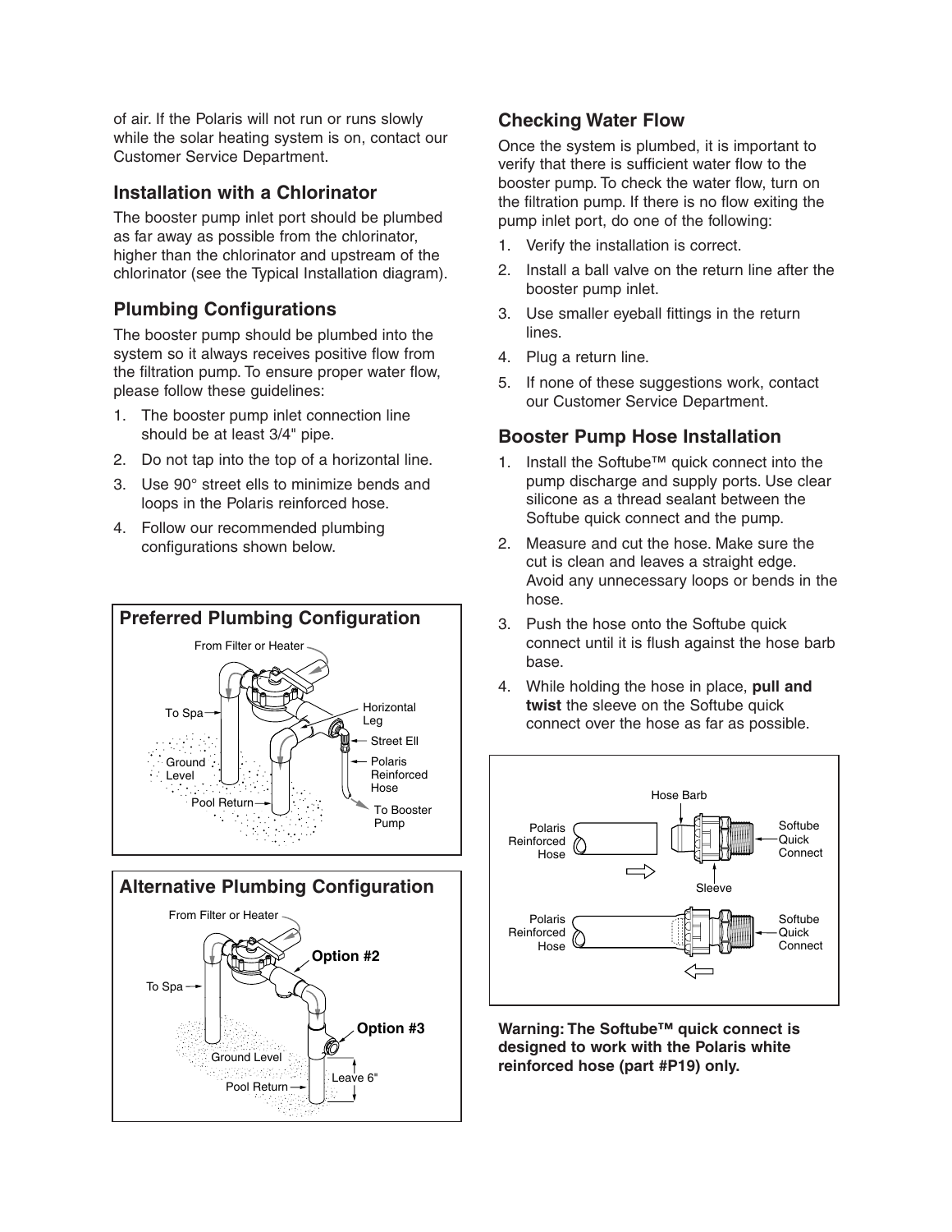of air. If the Polaris will not run or runs slowly while the solar heating system is on, contact our Customer Service Department.

## Installation with a Chlorinator

The booster pump inlet port should be plumbed as far away as possible from the chlorinator, higher than the chlorinator and upstream of the chlorinator (see the Typical Installation diagram).

## Plumbing Configurations

The booster pump should be plumbed into the system so it always receives positive flow from the filtration pump. To ensure proper water flow, please follow these guidelines:

1. The booster pump inlet connection line should be at least 3/4" pipe.
2. Do not tap into the top of a horizontal line.
3. Use 90° street ells to minimize bends and loops in the Polaris reinforced hose.
4. Follow our recommended plumbing configurations shown below.

**Preferred Plumbing Configuration**

From Filter or Heater
To Spa
Horizontal Leg
Street Ell
Ground Level
Polaris Reinforced Hose
Pool Return
To Booster Pump

**Alternative Plumbing Configuration**

From Filter or Heater
Option #2
To Spa
Option #3
Ground Level
Pool Return
Leave 6"

## Checking Water Flow

Once the system is plumbed, it is important to verify that there is sufficient water flow to the booster pump. To check the water flow, turn on the filtration pump. If there is no flow exiting the pump inlet port, do one of the following:

1. Verify the installation is correct.
2. Install a ball valve on the return line after the booster pump inlet.
3. Use smaller eyeball fittings in the return lines.
4. Plug a return line.
5. If none of these suggestions work, contact our Customer Service Department.

## Booster Pump Hose Installation

1. Install the Softube™ quick connect into the pump discharge and supply ports. Use clear silicone as a thread sealant between the Softube quick connect and the pump.
2. Measure and cut the hose. Make sure the cut is clean and leaves a straight edge. Avoid any unnecessary loops or bends in the hose.
3. Push the hose onto the Softube quick connect until it is flush against the hose barb base.
4. While holding the hose in place, **pull and twist** the sleeve on the Softube quick connect over the hose as far as possible.

Hose Barb
Polaris Reinforced Hose
Softube Quick Connect
Sleeve
Polaris Reinforced Hose
Softube Quick Connect

**Warning: The Softube™ quick connect is designed to work with the Polaris white reinforced hose (part #P19) only.**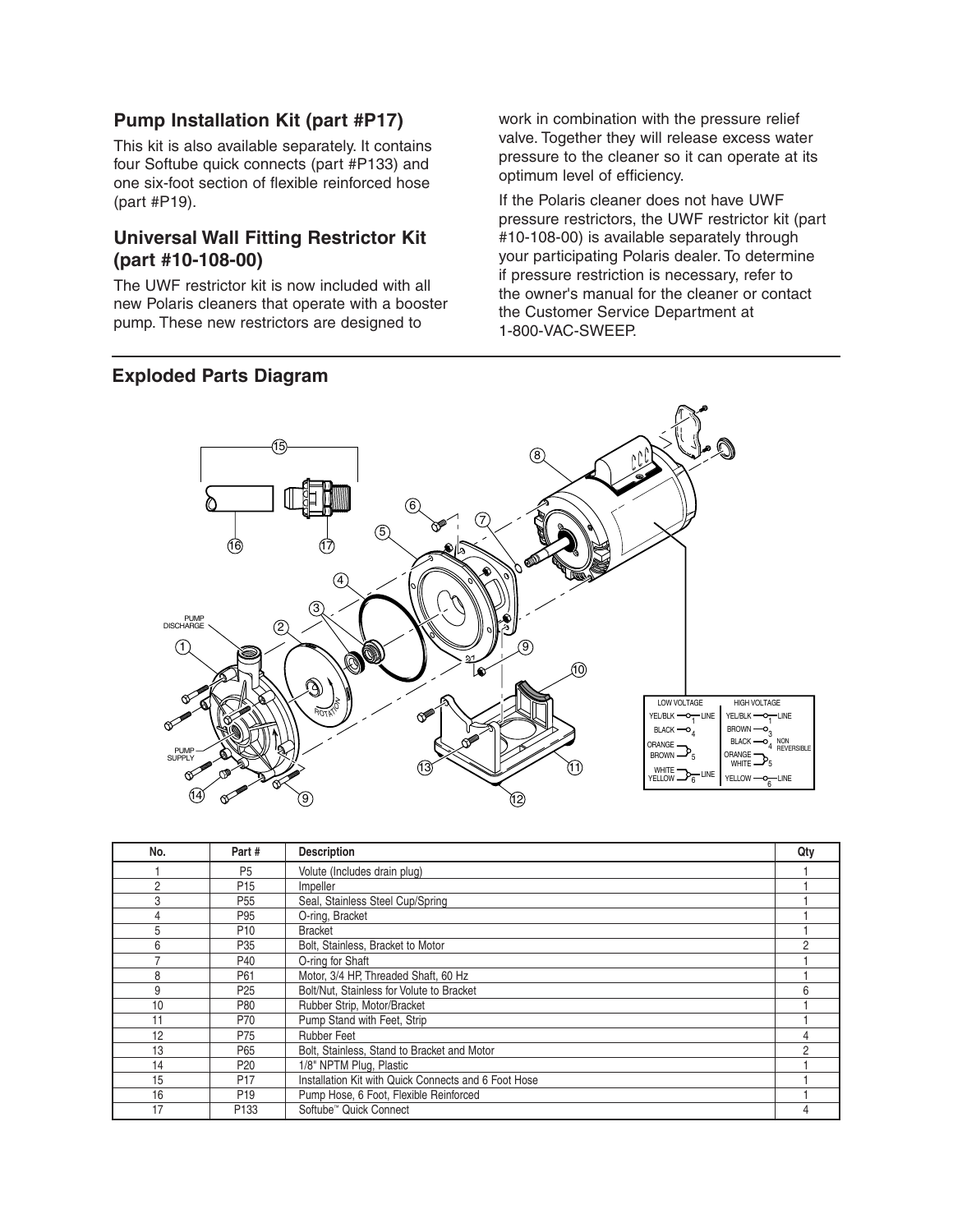## Pump Installation Kit (part #P17)

This kit is also available separately. It contains four Softube quick connects (part #P133) and one six-foot section of flexible reinforced hose (part #P19).

## Universal Wall Fitting Restrictor Kit (part #10-108-00)

The UWF restrictor kit is now included with all new Polaris cleaners that operate with a booster pump. These new restrictors are designed to work in combination with the pressure relief valve. Together they will release excess water pressure to the cleaner so it can operate at its optimum level of efficiency.

If the Polaris cleaner does not have UWF pressure restrictors, the UWF restrictor kit (part #10-108-00) is available separately through your participating Polaris dealer. To determine if pressure restriction is necessary, refer to the owner's manual for the cleaner or contact the Customer Service Department at 1-800-VAC-SWEEP.

## Exploded Parts Diagram

| No. | Part # | Description | Qty |
|---|---|---|---|
| 1 | P5 | Volute (Includes drain plug) | 1 |
| 2 | P15 | Impeller | 1 |
| 3 | P55 | Seal, Stainless Steel Cup/Spring | 1 |
| 4 | P95 | O-ring, Bracket | 1 |
| 5 | P10 | Bracket | 1 |
| 6 | P35 | Bolt, Stainless, Bracket to Motor | 2 |
| 7 | P40 | O-ring for Shaft | 1 |
| 8 | P61 | Motor, 3/4 HP, Threaded Shaft, 60 Hz | 1 |
| 9 | P25 | Bolt/Nut, Stainless for Volute to Bracket | 6 |
| 10 | P80 | Rubber Strip, Motor/Bracket | 1 |
| 11 | P70 | Pump Stand with Feet, Strip | 1 |
| 12 | P75 | Rubber Feet | 4 |
| 13 | P65 | Bolt, Stainless, Stand to Bracket and Motor | 2 |
| 14 | P20 | 1/8" NPTM Plug, Plastic | 1 |
| 15 | P17 | Installation Kit with Quick Connects and 6 Foot Hose | 1 |
| 16 | P19 | Pump Hose, 6 Foot, Flexible Reinforced | 1 |
| 17 | P133 | Softube™ Quick Connect | 4 |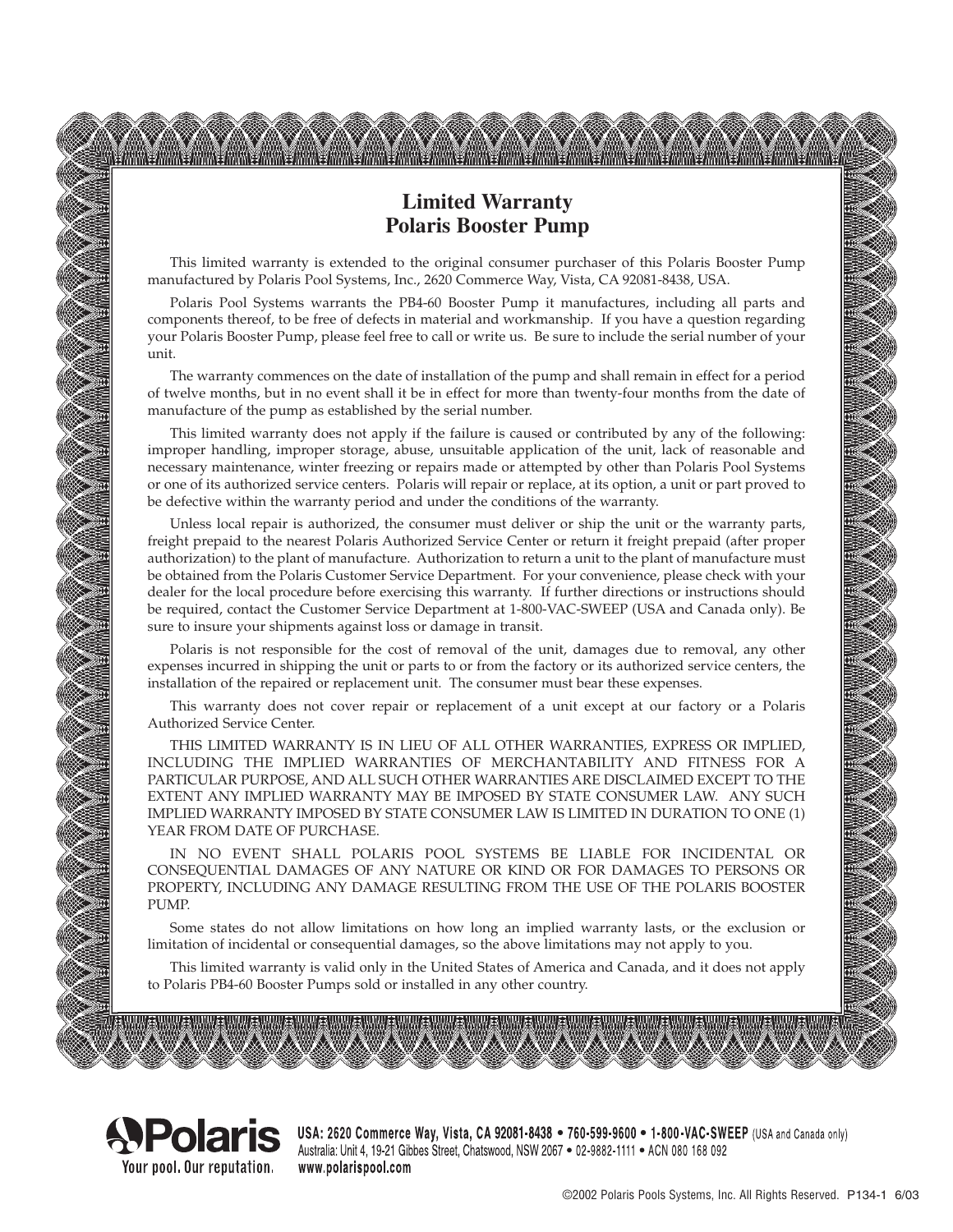# Limited Warranty
# Polaris Booster Pump

This limited warranty is extended to the original consumer purchaser of this Polaris Booster Pump manufactured by Polaris Pool Systems, Inc., 2620 Commerce Way, Vista, CA 92081-8438, USA.

Polaris Pool Systems warrants the PB4-60 Booster Pump it manufactures, including all parts and components thereof, to be free of defects in material and workmanship. If you have a question regarding your Polaris Booster Pump, please feel free to call or write us. Be sure to include the serial number of your unit.

The warranty commences on the date of installation of the pump and shall remain in effect for a period of twelve months, but in no event shall it be in effect for more than twenty-four months from the date of manufacture of the pump as established by the serial number.

This limited warranty does not apply if the failure is caused or contributed by any of the following: improper handling, improper storage, abuse, unsuitable application of the unit, lack of reasonable and necessary maintenance, winter freezing or repairs made or attempted by other than Polaris Pool Systems or one of its authorized service centers. Polaris will repair or replace, at its option, a unit or part proved to be defective within the warranty period and under the conditions of the warranty.

Unless local repair is authorized, the consumer must deliver or ship the unit or the warranty parts, freight prepaid to the nearest Polaris Authorized Service Center or return it freight prepaid (after proper authorization) to the plant of manufacture. Authorization to return a unit to the plant of manufacture must be obtained from the Polaris Customer Service Department. For your convenience, please check with your dealer for the local procedure before exercising this warranty. If further directions or instructions should be required, contact the Customer Service Department at 1-800-VAC-SWEEP (USA and Canada only). Be sure to insure your shipments against loss or damage in transit.

Polaris is not responsible for the cost of removal of the unit, damages due to removal, any other expenses incurred in shipping the unit or parts to or from the factory or its authorized service centers, the installation of the repaired or replacement unit. The consumer must bear these expenses.

This warranty does not cover repair or replacement of a unit except at our factory or a Polaris Authorized Service Center.

THIS LIMITED WARRANTY IS IN LIEU OF ALL OTHER WARRANTIES, EXPRESS OR IMPLIED, INCLUDING THE IMPLIED WARRANTIES OF MERCHANTABILITY AND FITNESS FOR A PARTICULAR PURPOSE, AND ALL SUCH OTHER WARRANTIES ARE DISCLAIMED EXCEPT TO THE EXTENT ANY IMPLIED WARRANTY MAY BE IMPOSED BY STATE CONSUMER LAW. ANY SUCH IMPLIED WARRANTY IMPOSED BY STATE CONSUMER LAW IS LIMITED IN DURATION TO ONE (1) YEAR FROM DATE OF PURCHASE.

IN NO EVENT SHALL POLARIS POOL SYSTEMS BE LIABLE FOR INCIDENTAL OR CONSEQUENTIAL DAMAGES OF ANY NATURE OR KIND OR FOR DAMAGES TO PERSONS OR PROPERTY, INCLUDING ANY DAMAGE RESULTING FROM THE USE OF THE POLARIS BOOSTER PUMP.

Some states do not allow limitations on how long an implied warranty lasts, or the exclusion or limitation of incidental or consequential damages, so the above limitations may not apply to you.

This limited warranty is valid only in the United States of America and Canada, and it does not apply to Polaris PB4-60 Booster Pumps sold or installed in any other country.

**Polaris**
Your pool. Our reputation.

**USA: 2620 Commerce Way, Vista, CA 92081-8438 • 760-599-9600 • 1-800-VAC-SWEEP** (USA and Canada only)
Australia: Unit 4, 19-21 Gibbes Street, Chatswood, NSW 2067 • 02-9882-1111 • ACN 080 168 092
**www.polarispool.com**

©2002 Polaris Pools Systems, Inc. All Rights Reserved. P134-1 6/03